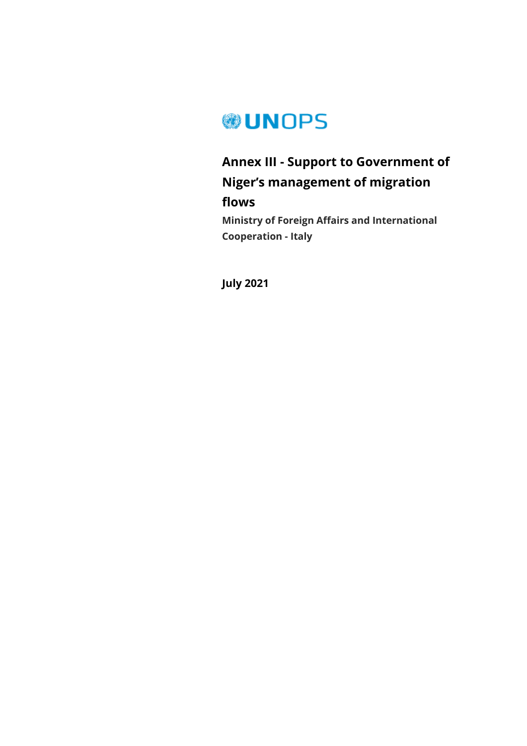UNOPS

# Annex III - Support to Government of Niger's management of migration flows

**Ministry of Foreign Affairs and International Cooperation - Italy**

**July 2021**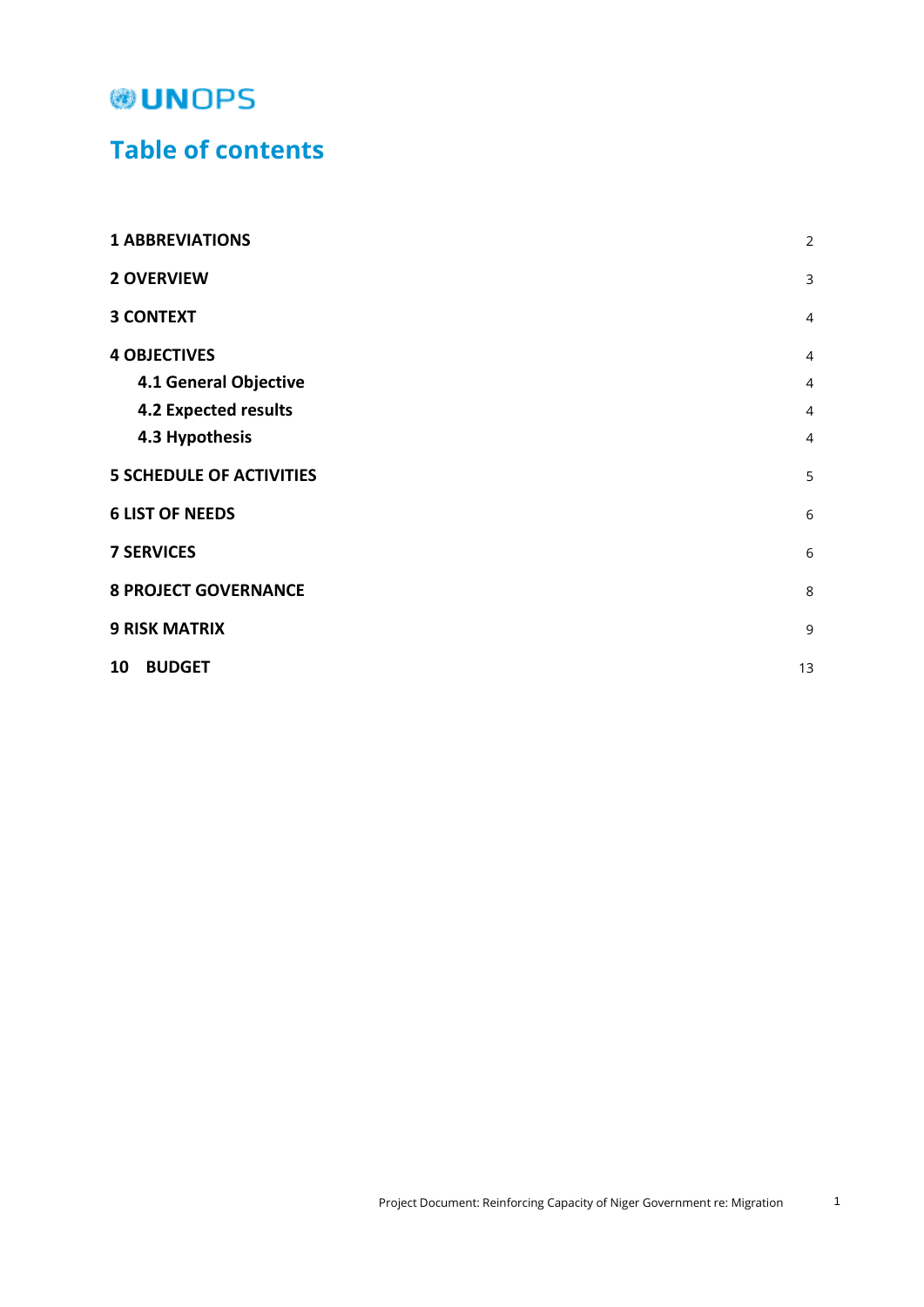UNOPS

# Table of contents

| | |
|---|---|
| **1 ABBREVIATIONS** | 2 |
| **2 OVERVIEW** | 3 |
| **3 CONTEXT** | 4 |
| **4 OBJECTIVES** | 4 |
| **4.1 General Objective** | 4 |
| **4.2 Expected results** | 4 |
| **4.3 Hypothesis** | 4 |
| **5 SCHEDULE OF ACTIVITIES** | 5 |
| **6 LIST OF NEEDS** | 6 |
| **7 SERVICES** | 6 |
| **8 PROJECT GOVERNANCE** | 8 |
| **9 RISK MATRIX** | 9 |
| **10 BUDGET** | 13 |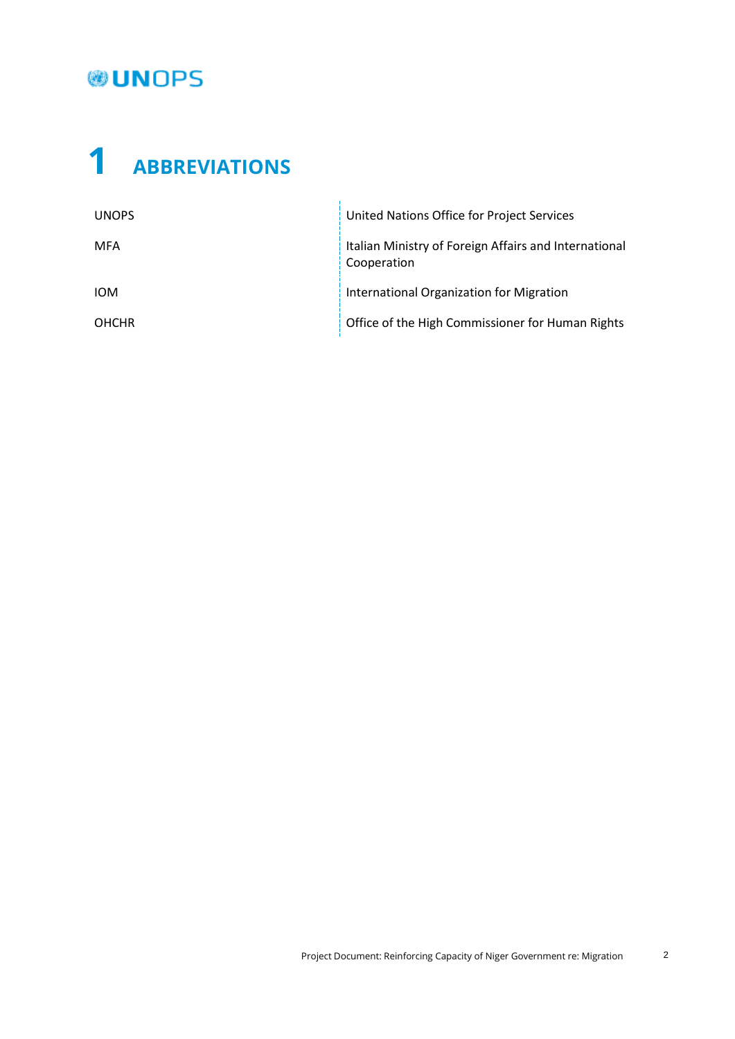# 1 ABBREVIATIONS

| | |
|---|---|
| UNOPS | United Nations Office for Project Services |
| MFA | Italian Ministry of Foreign Affairs and International Cooperation |
| IOM | International Organization for Migration |
| OHCHR | Office of the High Commissioner for Human Rights |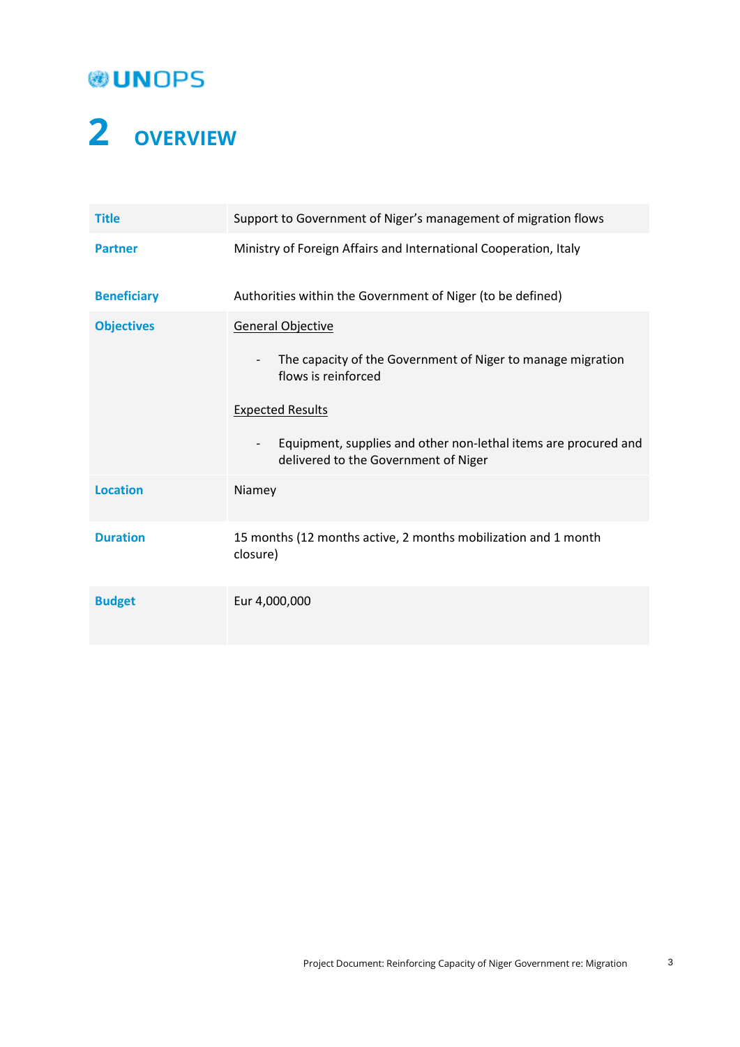# 2 OVERVIEW

| | |
|---|---|
| **Title** | Support to Government of Niger's management of migration flows |
| **Partner** | Ministry of Foreign Affairs and International Cooperation, Italy |
| **Beneficiary** | Authorities within the Government of Niger (to be defined) |
| **Objectives** | <u>General Objective</u><br><br>- The capacity of the Government of Niger to manage migration flows is reinforced<br><br><u>Expected Results</u><br><br>- Equipment, supplies and other non-lethal items are procured and delivered to the Government of Niger |
| **Location** | Niamey |
| **Duration** | 15 months (12 months active, 2 months mobilization and 1 month closure) |
| **Budget** | Eur 4,000,000 |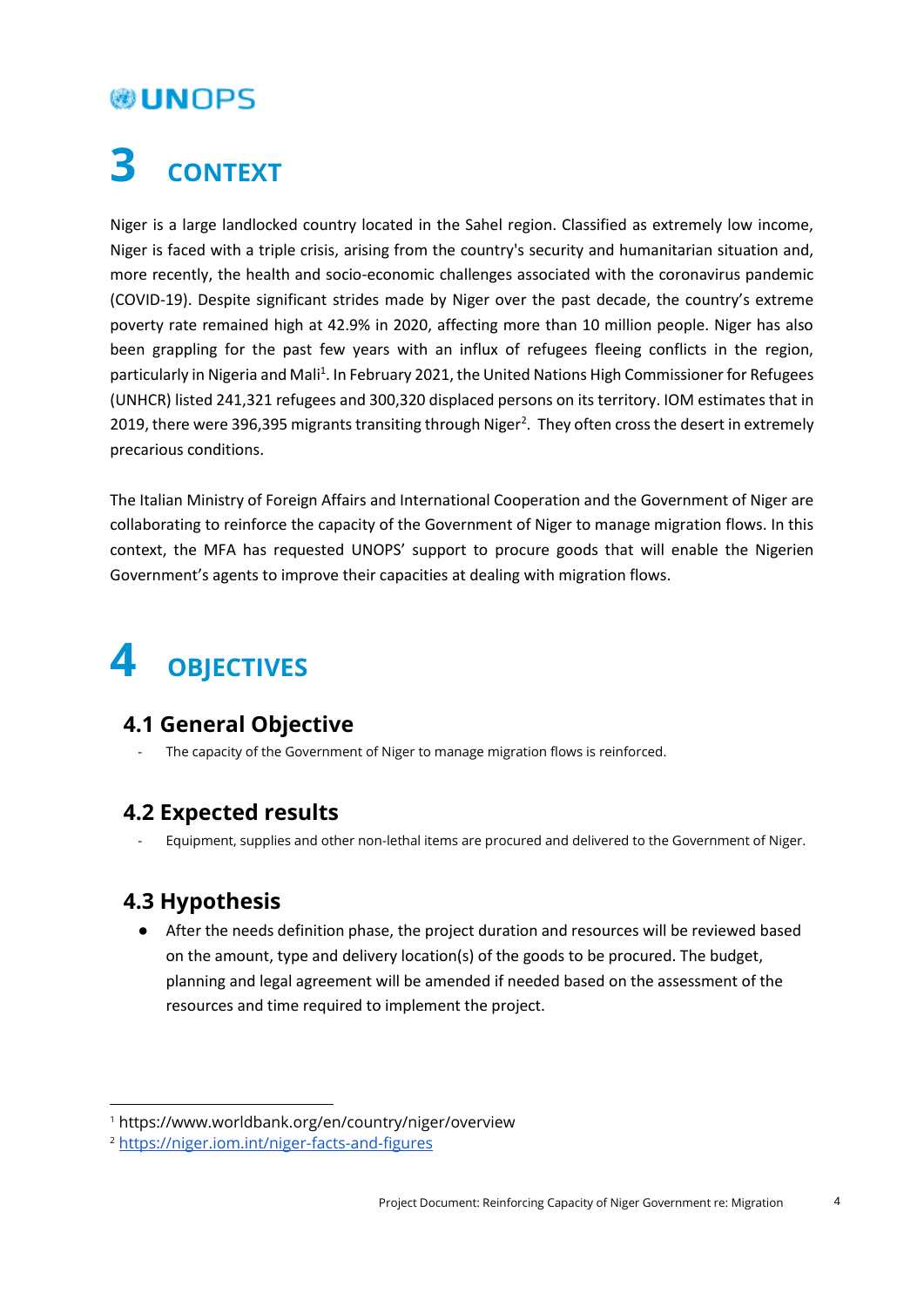# 3 CONTEXT

Niger is a large landlocked country located in the Sahel region. Classified as extremely low income, Niger is faced with a triple crisis, arising from the country's security and humanitarian situation and, more recently, the health and socio-economic challenges associated with the coronavirus pandemic (COVID-19). Despite significant strides made by Niger over the past decade, the country's extreme poverty rate remained high at 42.9% in 2020, affecting more than 10 million people. Niger has also been grappling for the past few years with an influx of refugees fleeing conflicts in the region, particularly in Nigeria and Mali[1]. In February 2021, the United Nations High Commissioner for Refugees (UNHCR) listed 241,321 refugees and 300,320 displaced persons on its territory. IOM estimates that in 2019, there were 396,395 migrants transiting through Niger[2]. They often cross the desert in extremely precarious conditions.

The Italian Ministry of Foreign Affairs and International Cooperation and the Government of Niger are collaborating to reinforce the capacity of the Government of Niger to manage migration flows. In this context, the MFA has requested UNOPS' support to procure goods that will enable the Nigerien Government's agents to improve their capacities at dealing with migration flows.

# 4 OBJECTIVES

## 4.1 General Objective

- The capacity of the Government of Niger to manage migration flows is reinforced.

## 4.2 Expected results

- Equipment, supplies and other non-lethal items are procured and delivered to the Government of Niger.

## 4.3 Hypothesis

- After the needs definition phase, the project duration and resources will be reviewed based on the amount, type and delivery location(s) of the goods to be procured. The budget, planning and legal agreement will be amended if needed based on the assessment of the resources and time required to implement the project.

---

[1] https://www.worldbank.org/en/country/niger/overview

[2] https://niger.iom.int/niger-facts-and-figures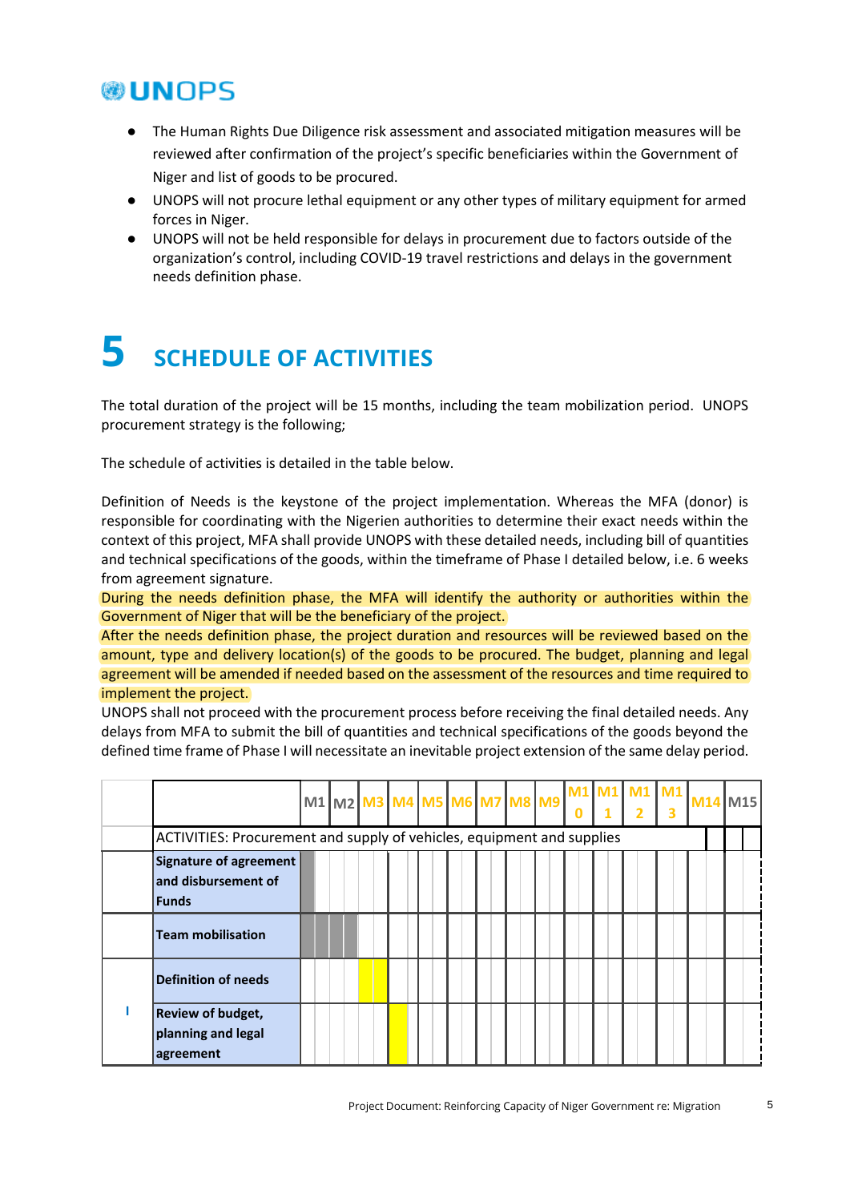- The Human Rights Due Diligence risk assessment and associated mitigation measures will be reviewed after confirmation of the project's specific beneficiaries within the Government of Niger and list of goods to be procured.
- UNOPS will not procure lethal equipment or any other types of military equipment for armed forces in Niger.
- UNOPS will not be held responsible for delays in procurement due to factors outside of the organization's control, including COVID-19 travel restrictions and delays in the government needs definition phase.

# 5 SCHEDULE OF ACTIVITIES

The total duration of the project will be 15 months, including the team mobilization period. UNOPS procurement strategy is the following;

The schedule of activities is detailed in the table below.

Definition of Needs is the keystone of the project implementation. Whereas the MFA (donor) is responsible for coordinating with the Nigerien authorities to determine their exact needs within the context of this project, MFA shall provide UNOPS with these detailed needs, including bill of quantities and technical specifications of the goods, within the timeframe of Phase I detailed below, i.e. 6 weeks from agreement signature.
During the needs definition phase, the MFA will identify the authority or authorities within the Government of Niger that will be the beneficiary of the project.
After the needs definition phase, the project duration and resources will be reviewed based on the amount, type and delivery location(s) of the goods to be procured. The budget, planning and legal agreement will be amended if needed based on the assessment of the resources and time required to implement the project.
UNOPS shall not proceed with the procurement process before receiving the final detailed needs. Any delays from MFA to submit the bill of quantities and technical specifications of the goods beyond the defined time frame of Phase I will necessitate an inevitable project extension of the same delay period.

| | | M1 | M2 | M3 | M4 | M5 | M6 | M7 | M8 | M9 | M10 | M11 | M12 | M13 | M14 | M15 |
|---|---|---|---|---|---|---|---|---|---|---|---|---|---|---|---|---|
| | ACTIVITIES: Procurement and supply of vehicles, equipment and supplies | | | | | | | | | | | | | | | |
| I | **Signature of agreement and disbursement of Funds** | | | | | | | | | | | | | | | |
| | **Team mobilisation** | | | | | | | | | | | | | | | |
| | **Definition of needs** | | | | | | | | | | | | | | | |
| | **Review of budget, planning and legal agreement** | | | | | | | | | | | | | | | |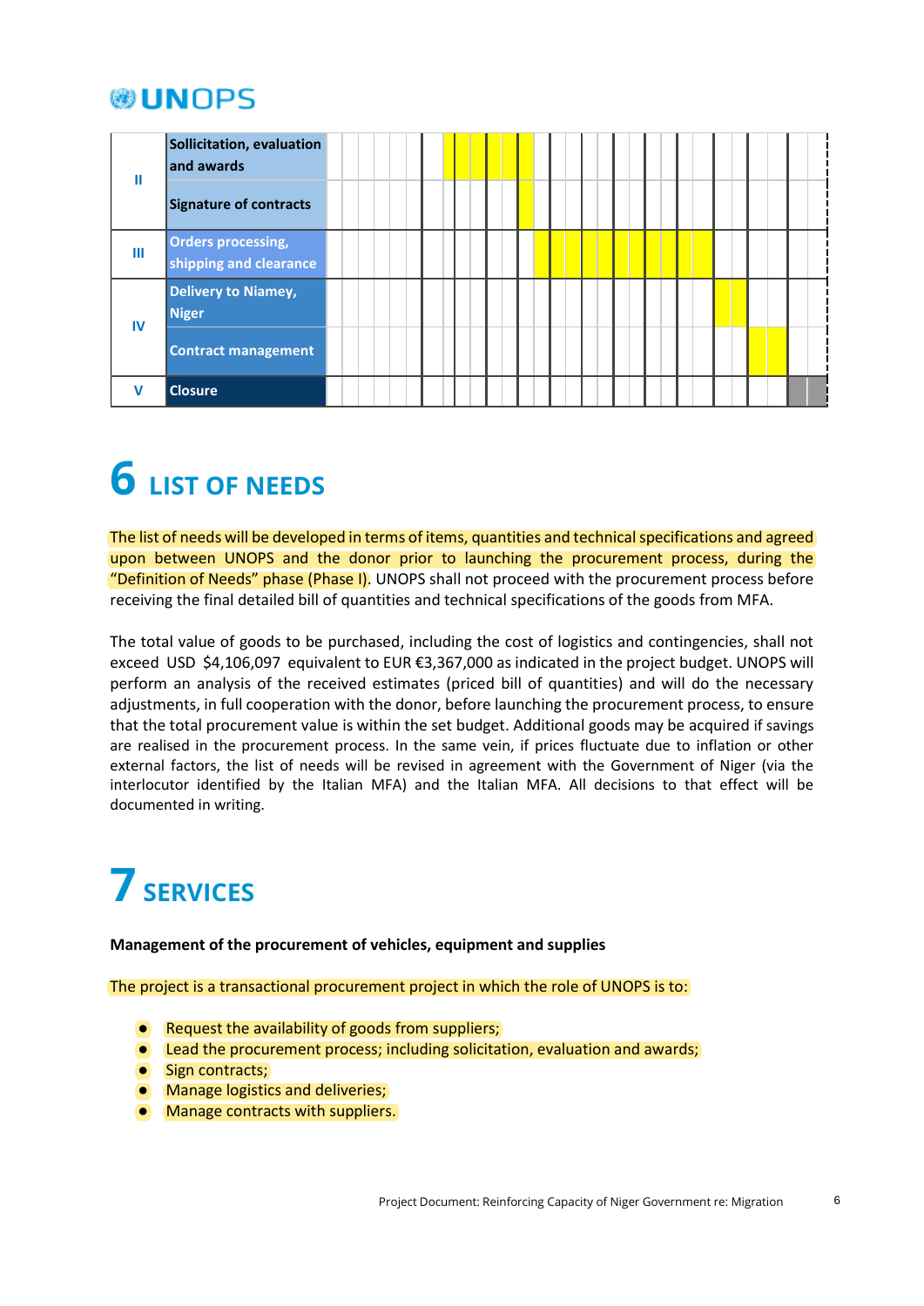| | | |
|---|---|---|
| II | Sollicitation, evaluation and awards | |
| | Signature of contracts | |
| III | Orders processing, shipping and clearance | |
| IV | Delivery to Niamey, Niger | |
| | Contract management | |
| V | Closure | |

# 6 LIST OF NEEDS

The list of needs will be developed in terms of items, quantities and technical specifications and agreed upon between UNOPS and the donor prior to launching the procurement process, during the "Definition of Needs" phase (Phase I). UNOPS shall not proceed with the procurement process before receiving the final detailed bill of quantities and technical specifications of the goods from MFA.

The total value of goods to be purchased, including the cost of logistics and contingencies, shall not exceed USD $4,106,097 equivalent to EUR €3,367,000 as indicated in the project budget. UNOPS will perform an analysis of the received estimates (priced bill of quantities) and will do the necessary adjustments, in full cooperation with the donor, before launching the procurement process, to ensure that the total procurement value is within the set budget. Additional goods may be acquired if savings are realised in the procurement process. In the same vein, if prices fluctuate due to inflation or other external factors, the list of needs will be revised in agreement with the Government of Niger (via the interlocutor identified by the Italian MFA) and the Italian MFA. All decisions to that effect will be documented in writing.

# 7 SERVICES

**Management of the procurement of vehicles, equipment and supplies**

The project is a transactional procurement project in which the role of UNOPS is to:

- Request the availability of goods from suppliers;
- Lead the procurement process; including solicitation, evaluation and awards;
- Sign contracts;
- Manage logistics and deliveries;
- Manage contracts with suppliers.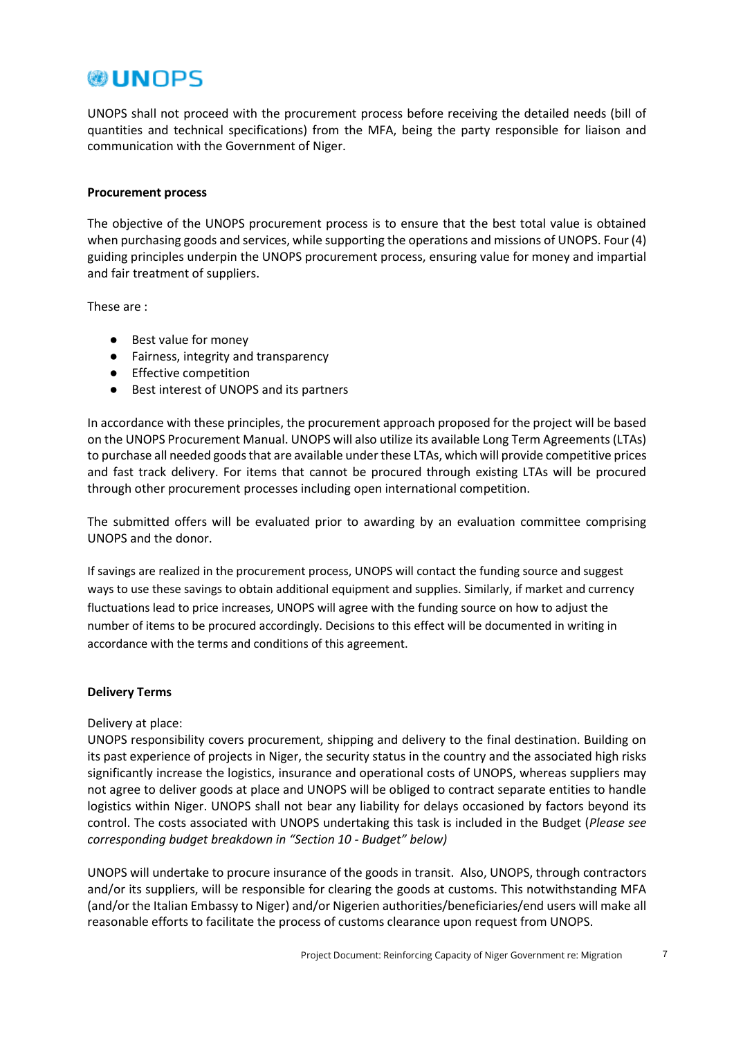UNOPS shall not proceed with the procurement process before receiving the detailed needs (bill of quantities and technical specifications) from the MFA, being the party responsible for liaison and communication with the Government of Niger.

**Procurement process**

The objective of the UNOPS procurement process is to ensure that the best total value is obtained when purchasing goods and services, while supporting the operations and missions of UNOPS. Four (4) guiding principles underpin the UNOPS procurement process, ensuring value for money and impartial and fair treatment of suppliers.

These are :

- Best value for money
- Fairness, integrity and transparency
- Effective competition
- Best interest of UNOPS and its partners

In accordance with these principles, the procurement approach proposed for the project will be based on the UNOPS Procurement Manual. UNOPS will also utilize its available Long Term Agreements (LTAs) to purchase all needed goods that are available under these LTAs, which will provide competitive prices and fast track delivery. For items that cannot be procured through existing LTAs will be procured through other procurement processes including open international competition.

The submitted offers will be evaluated prior to awarding by an evaluation committee comprising UNOPS and the donor.

If savings are realized in the procurement process, UNOPS will contact the funding source and suggest ways to use these savings to obtain additional equipment and supplies. Similarly, if market and currency fluctuations lead to price increases, UNOPS will agree with the funding source on how to adjust the number of items to be procured accordingly. Decisions to this effect will be documented in writing in accordance with the terms and conditions of this agreement.

**Delivery Terms**

Delivery at place:
UNOPS responsibility covers procurement, shipping and delivery to the final destination. Building on its past experience of projects in Niger, the security status in the country and the associated high risks significantly increase the logistics, insurance and operational costs of UNOPS, whereas suppliers may not agree to deliver goods at place and UNOPS will be obliged to contract separate entities to handle logistics within Niger. UNOPS shall not bear any liability for delays occasioned by factors beyond its control. The costs associated with UNOPS undertaking this task is included in the Budget (*Please see corresponding budget breakdown in "Section 10 - Budget" below)*

UNOPS will undertake to procure insurance of the goods in transit. Also, UNOPS, through contractors and/or its suppliers, will be responsible for clearing the goods at customs. This notwithstanding MFA (and/or the Italian Embassy to Niger) and/or Nigerien authorities/beneficiaries/end users will make all reasonable efforts to facilitate the process of customs clearance upon request from UNOPS.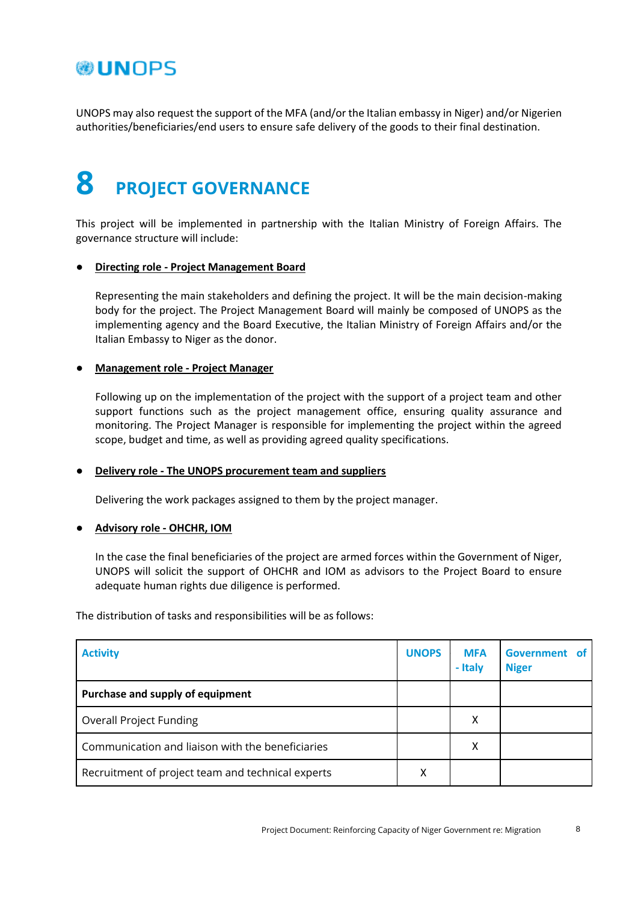UNOPS may also request the support of the MFA (and/or the Italian embassy in Niger) and/or Nigerien authorities/beneficiaries/end users to ensure safe delivery of the goods to their final destination.

# 8 PROJECT GOVERNANCE

This project will be implemented in partnership with the Italian Ministry of Foreign Affairs. The governance structure will include:

- **Directing role - Project Management Board**

  Representing the main stakeholders and defining the project. It will be the main decision-making body for the project. The Project Management Board will mainly be composed of UNOPS as the implementing agency and the Board Executive, the Italian Ministry of Foreign Affairs and/or the Italian Embassy to Niger as the donor.

- **Management role - Project Manager**

  Following up on the implementation of the project with the support of a project team and other support functions such as the project management office, ensuring quality assurance and monitoring. The Project Manager is responsible for implementing the project within the agreed scope, budget and time, as well as providing agreed quality specifications.

- **Delivery role - The UNOPS procurement team and suppliers**

  Delivering the work packages assigned to them by the project manager.

- **Advisory role - OHCHR, IOM**

  In the case the final beneficiaries of the project are armed forces within the Government of Niger, UNOPS will solicit the support of OHCHR and IOM as advisors to the Project Board to ensure adequate human rights due diligence is performed.

The distribution of tasks and responsibilities will be as follows:

| Activity | UNOPS | MFA - Italy | Government of Niger |
|---|---|---|---|
| **Purchase and supply of equipment** | | | |
| Overall Project Funding | | X | |
| Communication and liaison with the beneficiaries | | X | |
| Recruitment of project team and technical experts | X | | |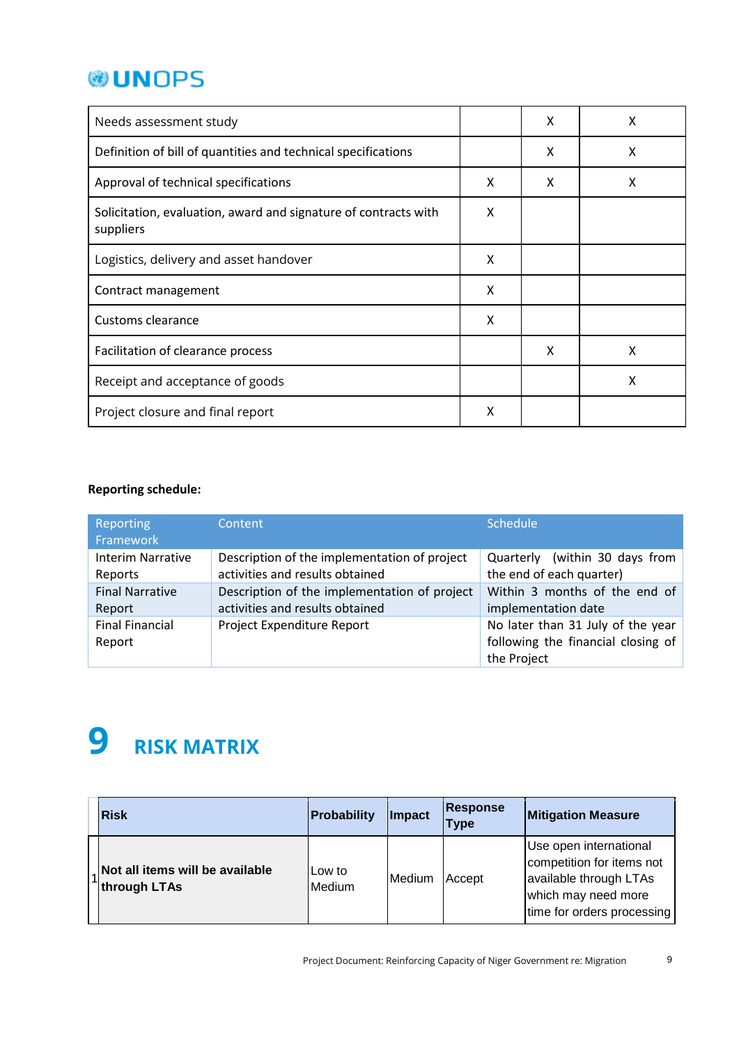| | | | |
|---|---|---|---|
| Needs assessment study | | X | X |
| Definition of bill of quantities and technical specifications | | X | X |
| Approval of technical specifications | X | X | X |
| Solicitation, evaluation, award and signature of contracts with suppliers | X | | |
| Logistics, delivery and asset handover | X | | |
| Contract management | X | | |
| Customs clearance | X | | |
| Facilitation of clearance process | | X | X |
| Receipt and acceptance of goods | | | X |
| Project closure and final report | X | | |

**Reporting schedule:**

| Reporting Framework | Content | Schedule |
|---|---|---|
| Interim Narrative Reports | Description of the implementation of project activities and results obtained | Quarterly (within 30 days from the end of each quarter) |
| Final Narrative Report | Description of the implementation of project activities and results obtained | Within 3 months of the end of implementation date |
| Final Financial Report | Project Expenditure Report | No later than 31 July of the year following the financial closing of the Project |

# 9 RISK MATRIX

| | Risk | Probability | Impact | Response Type | Mitigation Measure |
|---|---|---|---|---|---|
| 1 | **Not all items will be available through LTAs** | Low to Medium | Medium | Accept | Use open international competition for items not available through LTAs which may need more time for orders processing |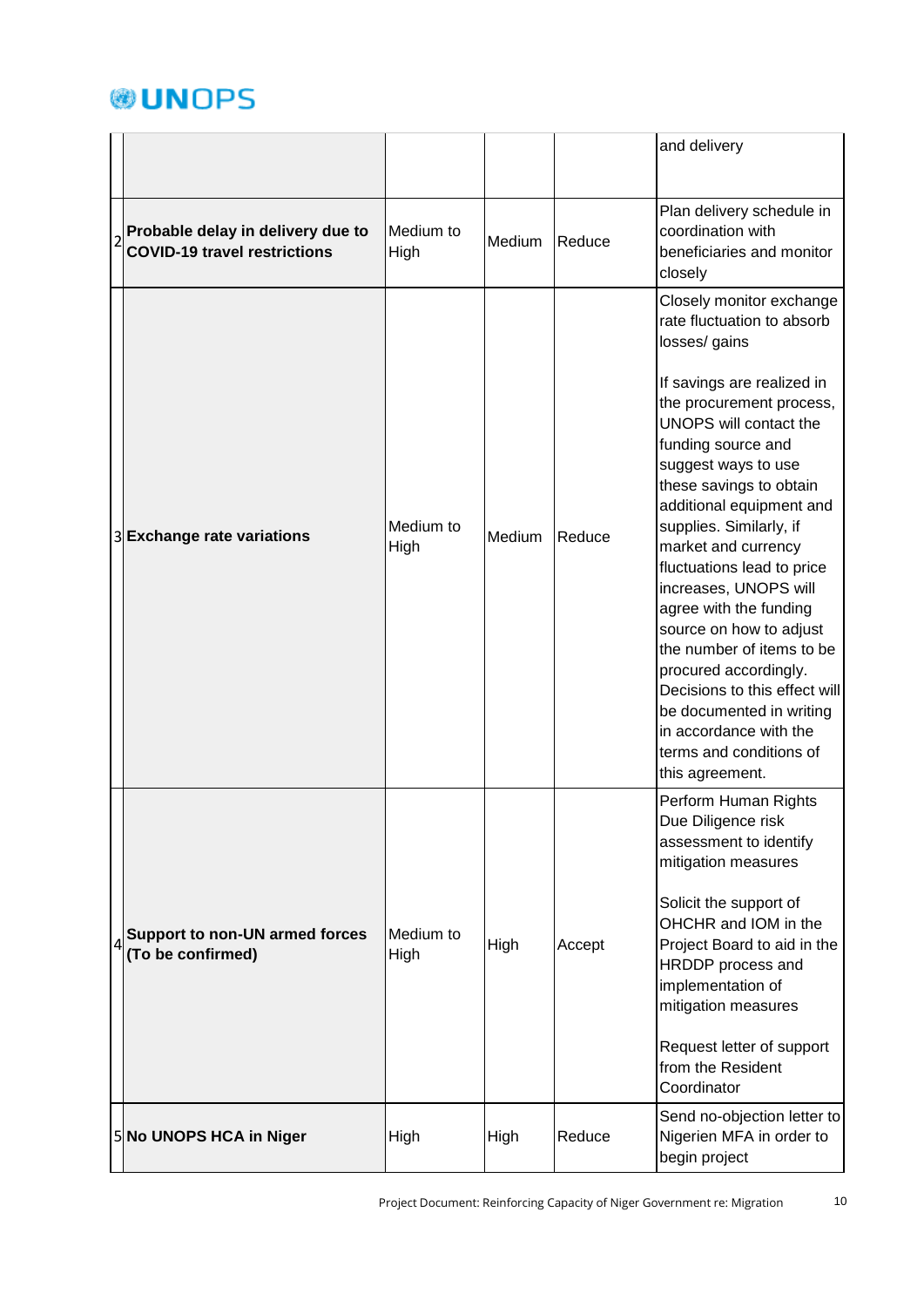| | | | | | |
|---|---|---|---|---|---|
| | | | | | and delivery |
| 2 | **Probable delay in delivery due to COVID-19 travel restrictions** | Medium to High | Medium | Reduce | Plan delivery schedule in coordination with beneficiaries and monitor closely |
| 3 | **Exchange rate variations** | Medium to High | Medium | Reduce | Closely monitor exchange rate fluctuation to absorb losses/ gains<br><br>If savings are realized in the procurement process, UNOPS will contact the funding source and suggest ways to use these savings to obtain additional equipment and supplies. Similarly, if market and currency fluctuations lead to price increases, UNOPS will agree with the funding source on how to adjust the number of items to be procured accordingly. Decisions to this effect will be documented in writing in accordance with the terms and conditions of this agreement. |
| 4 | **Support to non-UN armed forces (To be confirmed)** | Medium to High | High | Accept | Perform Human Rights Due Diligence risk assessment to identify mitigation measures<br><br>Solicit the support of OHCHR and IOM in the Project Board to aid in the HRDDP process and implementation of mitigation measures<br><br>Request letter of support from the Resident Coordinator |
| 5 | **No UNOPS HCA in Niger** | High | High | Reduce | Send no-objection letter to Nigerien MFA in order to begin project |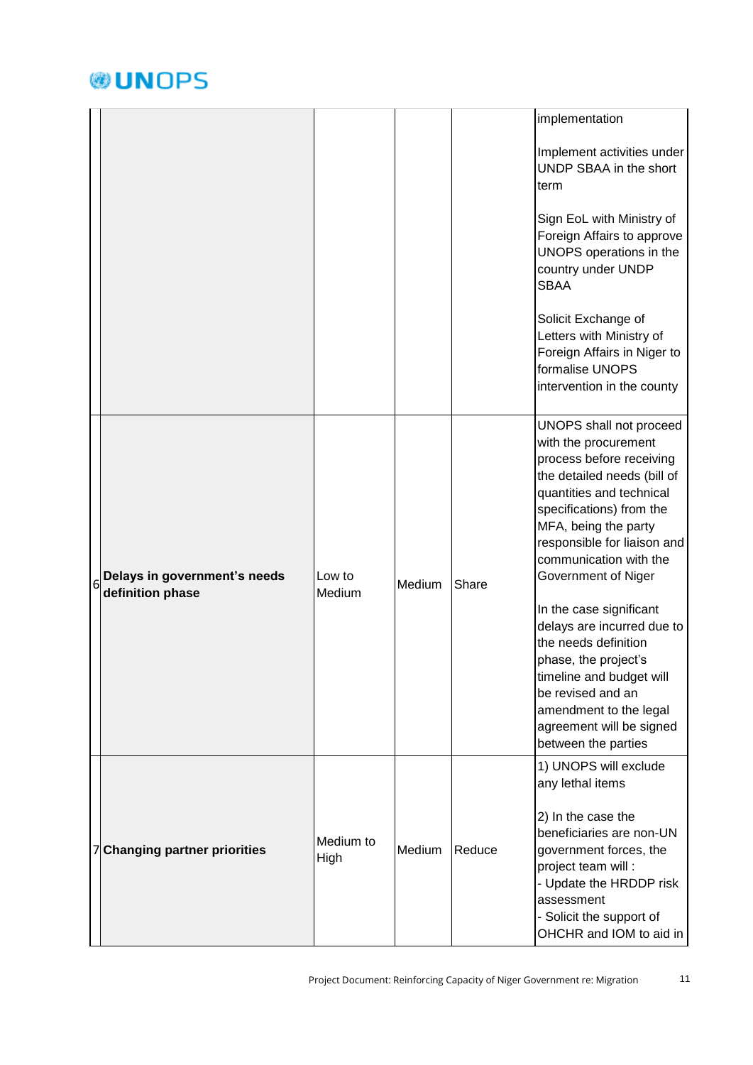| | | | | | |
|---|---|---|---|---|---|
| | | | | | implementation<br><br>Implement activities under UNDP SBAA in the short term<br><br>Sign EoL with Ministry of Foreign Affairs to approve UNOPS operations in the country under UNDP SBAA<br><br>Solicit Exchange of Letters with Ministry of Foreign Affairs in Niger to formalise UNOPS intervention in the county |
| 6 | **Delays in government's needs definition phase** | Low to Medium | Medium | Share | UNOPS shall not proceed with the procurement process before receiving the detailed needs (bill of quantities and technical specifications) from the MFA, being the party responsible for liaison and communication with the Government of Niger<br><br>In the case significant delays are incurred due to the needs definition phase, the project's timeline and budget will be revised and an amendment to the legal agreement will be signed between the parties |
| 7 | **Changing partner priorities** | Medium to High | Medium | Reduce | 1) UNOPS will exclude any lethal items<br><br>2) In the case the beneficiaries are non-UN government forces, the project team will :<br>- Update the HRDDP risk assessment<br>- Solicit the support of OHCHR and IOM to aid in |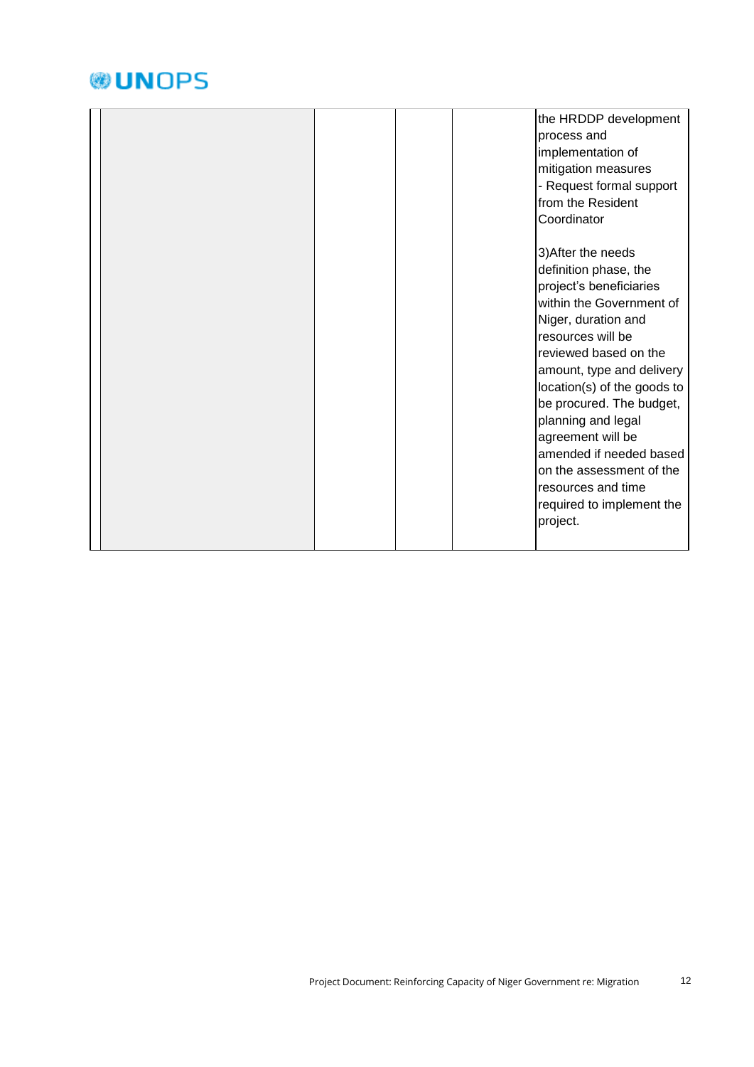| | | | | |
|---|---|---|---|---|
| | | | | the HRDDP development process and implementation of mitigation measures<br>- Request formal support from the Resident Coordinator<br><br>3)After the needs definition phase, the project's beneficiaries within the Government of Niger, duration and resources will be reviewed based on the amount, type and delivery location(s) of the goods to be procured. The budget, planning and legal agreement will be amended if needed based on the assessment of the resources and time required to implement the project. |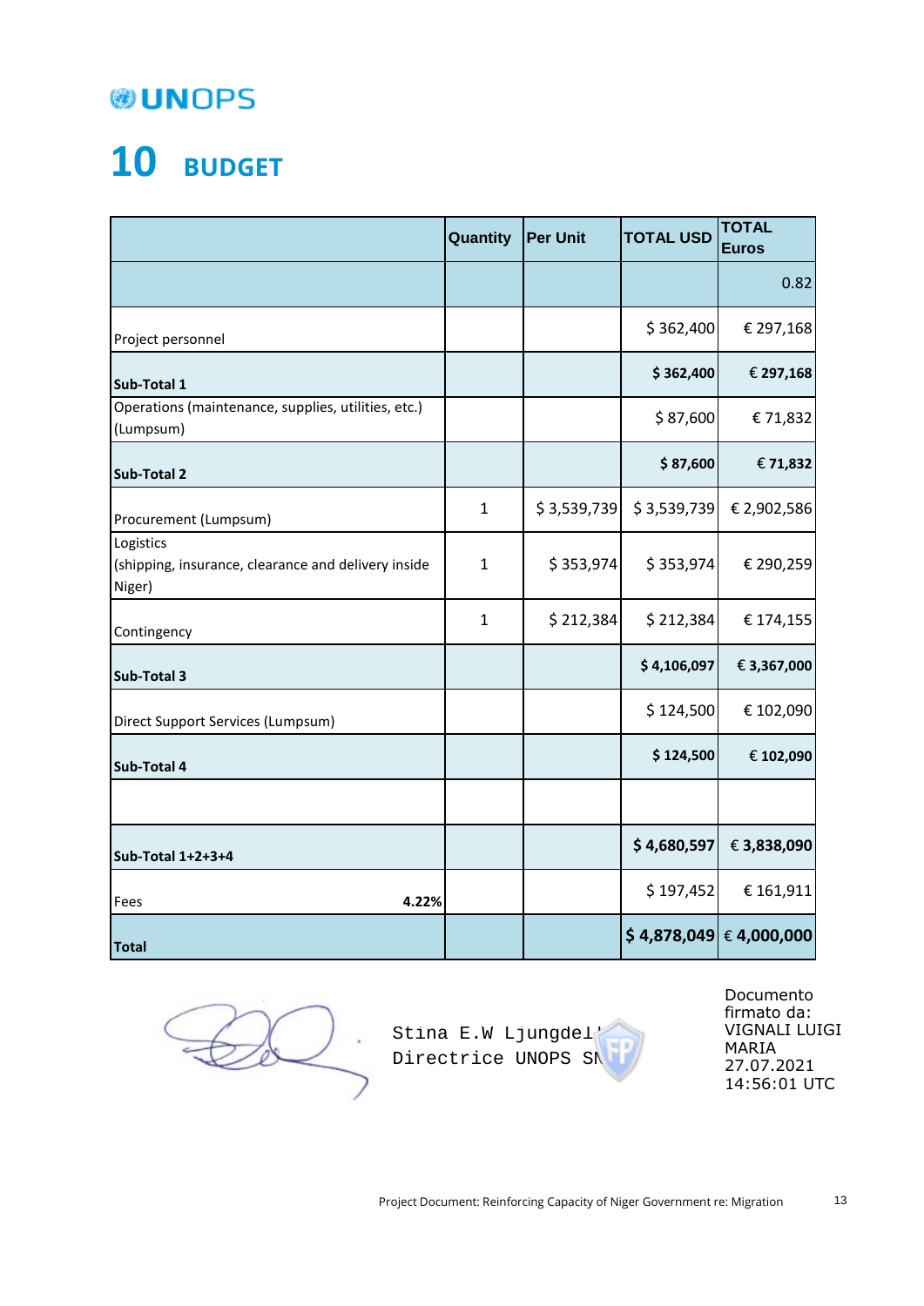# 10 BUDGET

| | Quantity | Per Unit | TOTAL USD | TOTAL Euros |
|---|---|---|---|---|
| | | | | 0.82 |
| Project personnel | | | $ 362,400 | € 297,168 |
| **Sub-Total 1** | | | **$ 362,400** | **€ 297,168** |
| Operations (maintenance, supplies, utilities, etc.) (Lumpsum) | | | $ 87,600 | € 71,832 |
| **Sub-Total 2** | | | **$ 87,600** | **€ 71,832** |
| Procurement (Lumpsum) | 1 | $ 3,539,739 | $ 3,539,739 | € 2,902,586 |
| Logistics (shipping, insurance, clearance and delivery inside Niger) | 1 | $ 353,974 | $ 353,974 | € 290,259 |
| Contingency | 1 | $ 212,384 | $ 212,384 | € 174,155 |
| **Sub-Total 3** | | | **$ 4,106,097** | **€ 3,367,000** |
| Direct Support Services (Lumpsum) | | | $ 124,500 | € 102,090 |
| **Sub-Total 4** | | | **$ 124,500** | **€ 102,090** |
| | | | | |
| **Sub-Total 1+2+3+4** | | | **$ 4,680,597** | **€ 3,838,090** |
| Fees **4.22%** | | | $ 197,452 | € 161,911 |
| **Total** | | | **$ 4,878,049** | **€ 4,000,000** |

Stina E.W Ljungdell
Directrice UNOPS SN

Documento firmato da:
VIGNALI LUIGI MARIA
27.07.2021
14:56:01 UTC